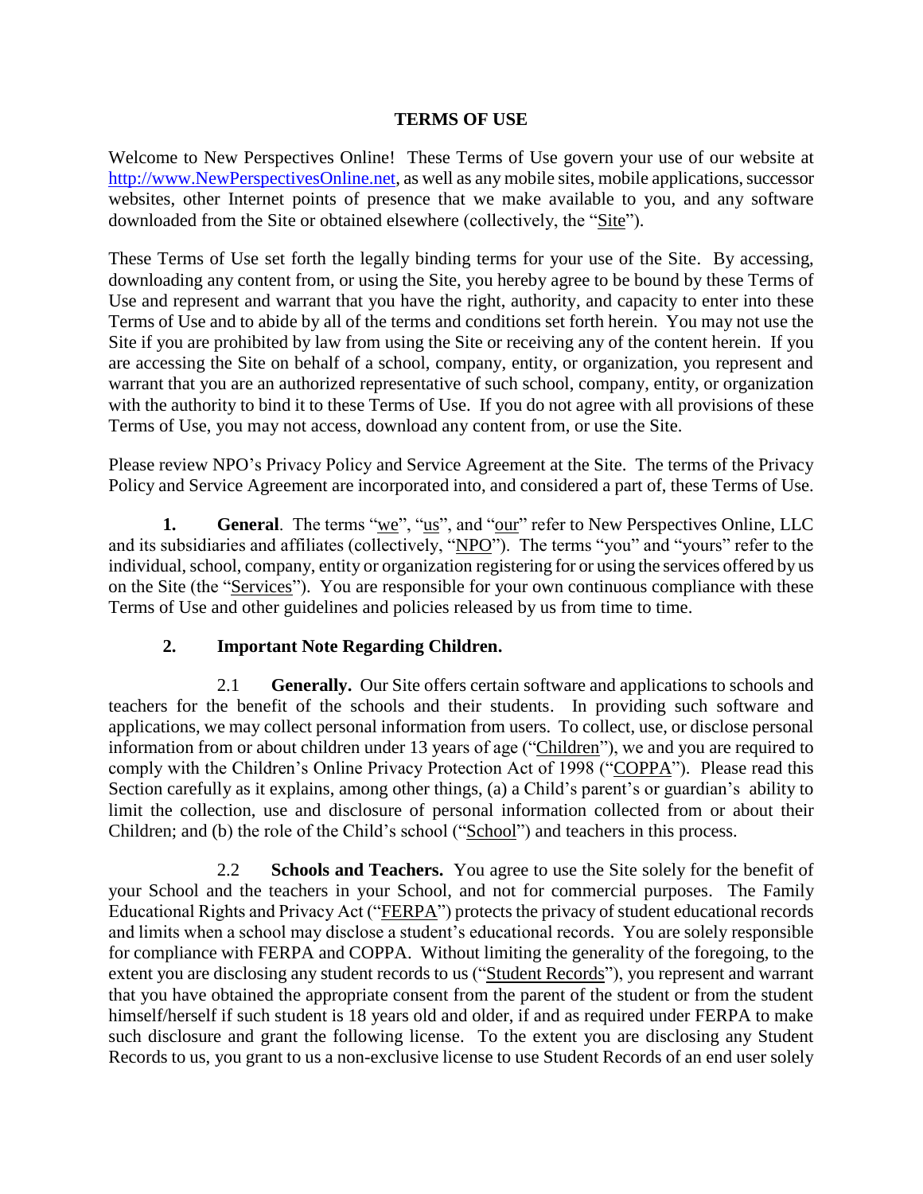# TERMS OF USE

Welcome to New Perspectives Online! These Terms of Use govern your use of our website at http://www.NewPerspectivesOnline.net, as well as any mobile sites, mobile applications, successor websites, other Internet points of presence that we make available to you, and any software downloaded from the Site or obtained elsewhere (collectively, the "Site").

These Terms of Use set forth the legally binding terms for your use of the Site. By accessing, downloading any content from, or using the Site, you hereby agree to be bound by these Terms of Use and represent and warrant that you have the right, authority, and capacity to enter into these Terms of Use and to abide by all of the terms and conditions set forth herein. You may not use the Site if you are prohibited by law from using the Site or receiving any of the content herein. If you are accessing the Site on behalf of a school, company, entity, or organization, you represent and warrant that you are an authorized representative of such school, company, entity, or organization with the authority to bind it to these Terms of Use. If you do not agree with all provisions of these Terms of Use, you may not access, download any content from, or use the Site.

Please review NPO's Privacy Policy and Service Agreement at the Site. The terms of the Privacy Policy and Service Agreement are incorporated into, and considered a part of, these Terms of Use.

**1. General**. The terms "we", "us", and "our" refer to New Perspectives Online, LLC and its subsidiaries and affiliates (collectively, "NPO"). The terms "you" and "yours" refer to the individual, school, company, entity or organization registering for or using the services offered by us on the Site (the "Services"). You are responsible for your own continuous compliance with these Terms of Use and other guidelines and policies released by us from time to time.

**2. Important Note Regarding Children.**

2.1 **Generally.** Our Site offers certain software and applications to schools and teachers for the benefit of the schools and their students. In providing such software and applications, we may collect personal information from users. To collect, use, or disclose personal information from or about children under 13 years of age ("Children"), we and you are required to comply with the Children's Online Privacy Protection Act of 1998 ("COPPA"). Please read this Section carefully as it explains, among other things, (a) a Child's parent's or guardian's ability to limit the collection, use and disclosure of personal information collected from or about their Children; and (b) the role of the Child's school ("School") and teachers in this process.

2.2 **Schools and Teachers.** You agree to use the Site solely for the benefit of your School and the teachers in your School, and not for commercial purposes. The Family Educational Rights and Privacy Act ("FERPA") protects the privacy of student educational records and limits when a school may disclose a student's educational records. You are solely responsible for compliance with FERPA and COPPA. Without limiting the generality of the foregoing, to the extent you are disclosing any student records to us ("Student Records"), you represent and warrant that you have obtained the appropriate consent from the parent of the student or from the student himself/herself if such student is 18 years old and older, if and as required under FERPA to make such disclosure and grant the following license. To the extent you are disclosing any Student Records to us, you grant to us a non-exclusive license to use Student Records of an end user solely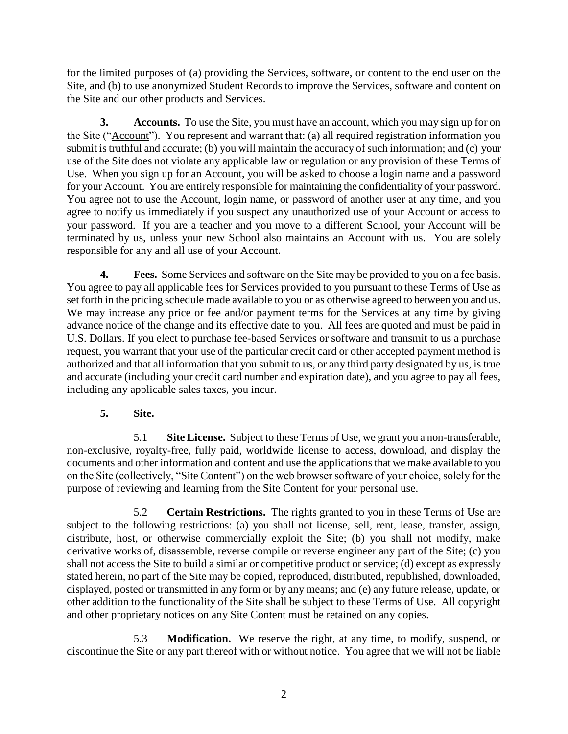for the limited purposes of (a) providing the Services, software, or content to the end user on the Site, and (b) to use anonymized Student Records to improve the Services, software and content on the Site and our other products and Services.

**3. Accounts.** To use the Site, you must have an account, which you may sign up for on the Site ("Account"). You represent and warrant that: (a) all required registration information you submit is truthful and accurate; (b) you will maintain the accuracy of such information; and (c) your use of the Site does not violate any applicable law or regulation or any provision of these Terms of Use. When you sign up for an Account, you will be asked to choose a login name and a password for your Account. You are entirely responsible for maintaining the confidentiality of your password. You agree not to use the Account, login name, or password of another user at any time, and you agree to notify us immediately if you suspect any unauthorized use of your Account or access to your password. If you are a teacher and you move to a different School, your Account will be terminated by us, unless your new School also maintains an Account with us. You are solely responsible for any and all use of your Account.

**4. Fees.** Some Services and software on the Site may be provided to you on a fee basis. You agree to pay all applicable fees for Services provided to you pursuant to these Terms of Use as set forth in the pricing schedule made available to you or as otherwise agreed to between you and us. We may increase any price or fee and/or payment terms for the Services at any time by giving advance notice of the change and its effective date to you. All fees are quoted and must be paid in U.S. Dollars. If you elect to purchase fee-based Services or software and transmit to us a purchase request, you warrant that your use of the particular credit card or other accepted payment method is authorized and that all information that you submit to us, or any third party designated by us, is true and accurate (including your credit card number and expiration date), and you agree to pay all fees, including any applicable sales taxes, you incur.

**5. Site.**

5.1 **Site License.** Subject to these Terms of Use, we grant you a non-transferable, non-exclusive, royalty-free, fully paid, worldwide license to access, download, and display the documents and other information and content and use the applications that we make available to you on the Site (collectively, "Site Content") on the web browser software of your choice, solely for the purpose of reviewing and learning from the Site Content for your personal use.

5.2 **Certain Restrictions.** The rights granted to you in these Terms of Use are subject to the following restrictions: (a) you shall not license, sell, rent, lease, transfer, assign, distribute, host, or otherwise commercially exploit the Site; (b) you shall not modify, make derivative works of, disassemble, reverse compile or reverse engineer any part of the Site; (c) you shall not access the Site to build a similar or competitive product or service; (d) except as expressly stated herein, no part of the Site may be copied, reproduced, distributed, republished, downloaded, displayed, posted or transmitted in any form or by any means; and (e) any future release, update, or other addition to the functionality of the Site shall be subject to these Terms of Use. All copyright and other proprietary notices on any Site Content must be retained on any copies.

5.3 **Modification.** We reserve the right, at any time, to modify, suspend, or discontinue the Site or any part thereof with or without notice. You agree that we will not be liable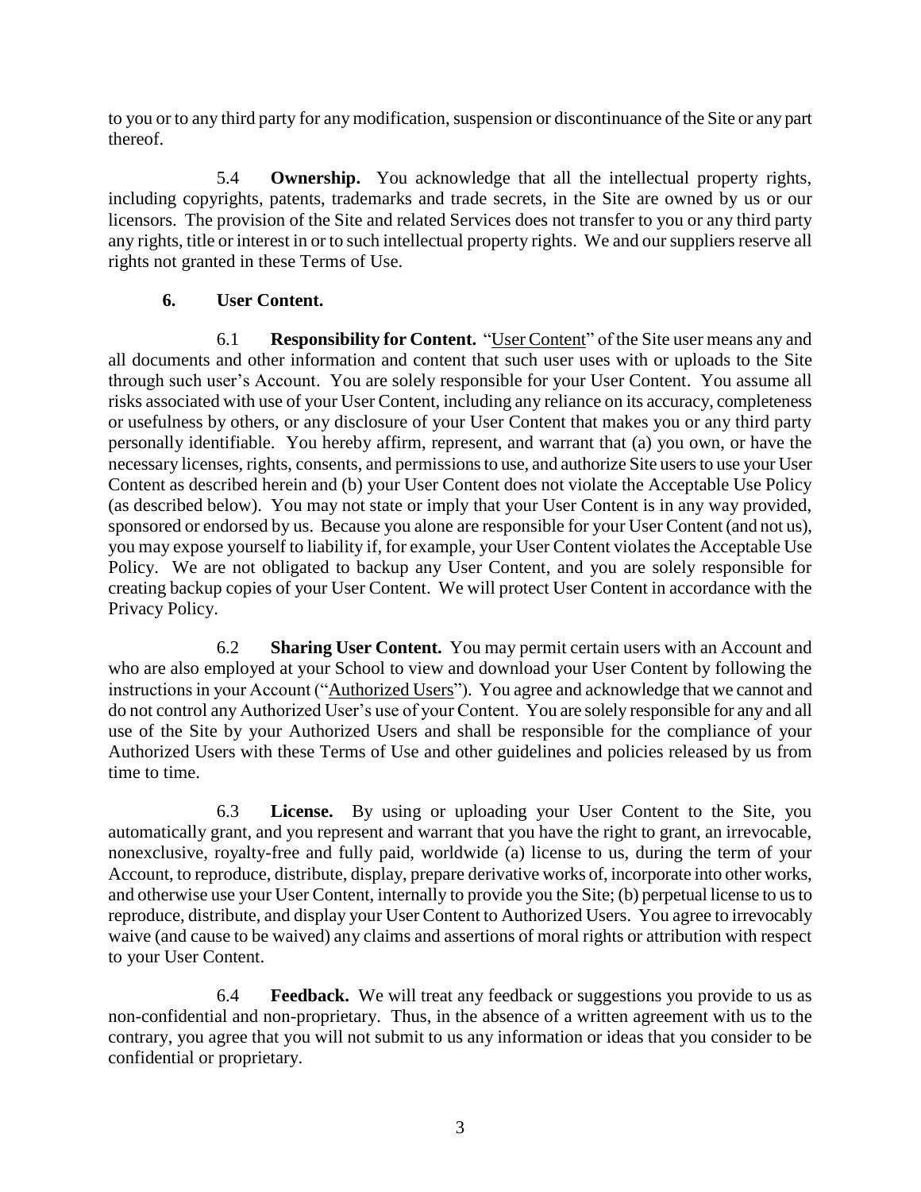to you or to any third party for any modification, suspension or discontinuance of the Site or any part thereof.

5.4 **Ownership.** You acknowledge that all the intellectual property rights, including copyrights, patents, trademarks and trade secrets, in the Site are owned by us or our licensors. The provision of the Site and related Services does not transfer to you or any third party any rights, title or interest in or to such intellectual property rights. We and our suppliers reserve all rights not granted in these Terms of Use.

## 6. User Content.

6.1 **Responsibility for Content.** "User Content" of the Site user means any and all documents and other information and content that such user uses with or uploads to the Site through such user's Account. You are solely responsible for your User Content. You assume all risks associated with use of your User Content, including any reliance on its accuracy, completeness or usefulness by others, or any disclosure of your User Content that makes you or any third party personally identifiable. You hereby affirm, represent, and warrant that (a) you own, or have the necessary licenses, rights, consents, and permissions to use, and authorize Site users to use your User Content as described herein and (b) your User Content does not violate the Acceptable Use Policy (as described below). You may not state or imply that your User Content is in any way provided, sponsored or endorsed by us. Because you alone are responsible for your User Content (and not us), you may expose yourself to liability if, for example, your User Content violates the Acceptable Use Policy. We are not obligated to backup any User Content, and you are solely responsible for creating backup copies of your User Content. We will protect User Content in accordance with the Privacy Policy.

6.2 **Sharing User Content.** You may permit certain users with an Account and who are also employed at your School to view and download your User Content by following the instructions in your Account ("Authorized Users"). You agree and acknowledge that we cannot and do not control any Authorized User's use of your Content. You are solely responsible for any and all use of the Site by your Authorized Users and shall be responsible for the compliance of your Authorized Users with these Terms of Use and other guidelines and policies released by us from time to time.

6.3 **License.** By using or uploading your User Content to the Site, you automatically grant, and you represent and warrant that you have the right to grant, an irrevocable, nonexclusive, royalty-free and fully paid, worldwide (a) license to us, during the term of your Account, to reproduce, distribute, display, prepare derivative works of, incorporate into other works, and otherwise use your User Content, internally to provide you the Site; (b) perpetual license to us to reproduce, distribute, and display your User Content to Authorized Users. You agree to irrevocably waive (and cause to be waived) any claims and assertions of moral rights or attribution with respect to your User Content.

6.4 **Feedback.** We will treat any feedback or suggestions you provide to us as non-confidential and non-proprietary. Thus, in the absence of a written agreement with us to the contrary, you agree that you will not submit to us any information or ideas that you consider to be confidential or proprietary.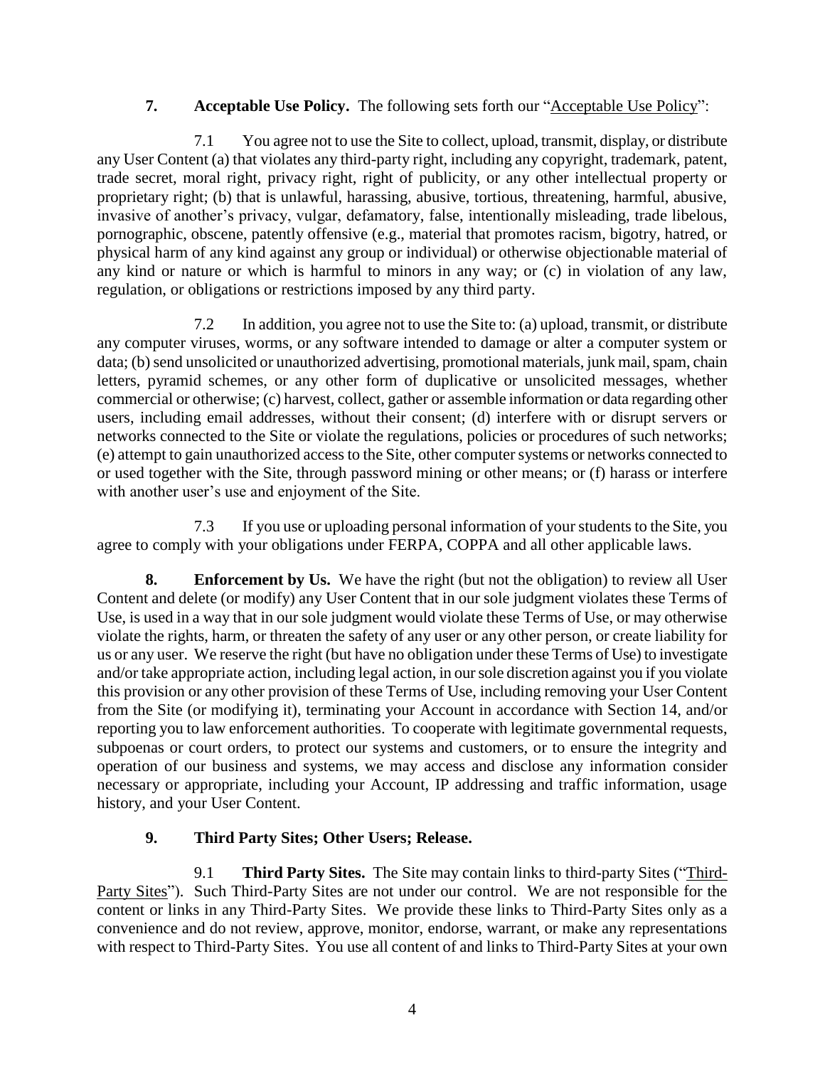**7. Acceptable Use Policy.** The following sets forth our "Acceptable Use Policy":

7.1 You agree not to use the Site to collect, upload, transmit, display, or distribute any User Content (a) that violates any third-party right, including any copyright, trademark, patent, trade secret, moral right, privacy right, right of publicity, or any other intellectual property or proprietary right; (b) that is unlawful, harassing, abusive, tortious, threatening, harmful, abusive, invasive of another's privacy, vulgar, defamatory, false, intentionally misleading, trade libelous, pornographic, obscene, patently offensive (e.g., material that promotes racism, bigotry, hatred, or physical harm of any kind against any group or individual) or otherwise objectionable material of any kind or nature or which is harmful to minors in any way; or (c) in violation of any law, regulation, or obligations or restrictions imposed by any third party.

7.2 In addition, you agree not to use the Site to: (a) upload, transmit, or distribute any computer viruses, worms, or any software intended to damage or alter a computer system or data; (b) send unsolicited or unauthorized advertising, promotional materials, junk mail, spam, chain letters, pyramid schemes, or any other form of duplicative or unsolicited messages, whether commercial or otherwise; (c) harvest, collect, gather or assemble information or data regarding other users, including email addresses, without their consent; (d) interfere with or disrupt servers or networks connected to the Site or violate the regulations, policies or procedures of such networks; (e) attempt to gain unauthorized access to the Site, other computer systems or networks connected to or used together with the Site, through password mining or other means; or (f) harass or interfere with another user's use and enjoyment of the Site.

7.3 If you use or uploading personal information of your students to the Site, you agree to comply with your obligations under FERPA, COPPA and all other applicable laws.

**8. Enforcement by Us.** We have the right (but not the obligation) to review all User Content and delete (or modify) any User Content that in our sole judgment violates these Terms of Use, is used in a way that in our sole judgment would violate these Terms of Use, or may otherwise violate the rights, harm, or threaten the safety of any user or any other person, or create liability for us or any user. We reserve the right (but have no obligation under these Terms of Use) to investigate and/or take appropriate action, including legal action, in our sole discretion against you if you violate this provision or any other provision of these Terms of Use, including removing your User Content from the Site (or modifying it), terminating your Account in accordance with Section 14, and/or reporting you to law enforcement authorities. To cooperate with legitimate governmental requests, subpoenas or court orders, to protect our systems and customers, or to ensure the integrity and operation of our business and systems, we may access and disclose any information consider necessary or appropriate, including your Account, IP addressing and traffic information, usage history, and your User Content.

**9. Third Party Sites; Other Users; Release.**

9.1 **Third Party Sites.** The Site may contain links to third-party Sites ("Third-Party Sites"). Such Third-Party Sites are not under our control. We are not responsible for the content or links in any Third-Party Sites. We provide these links to Third-Party Sites only as a convenience and do not review, approve, monitor, endorse, warrant, or make any representations with respect to Third-Party Sites. You use all content of and links to Third-Party Sites at your own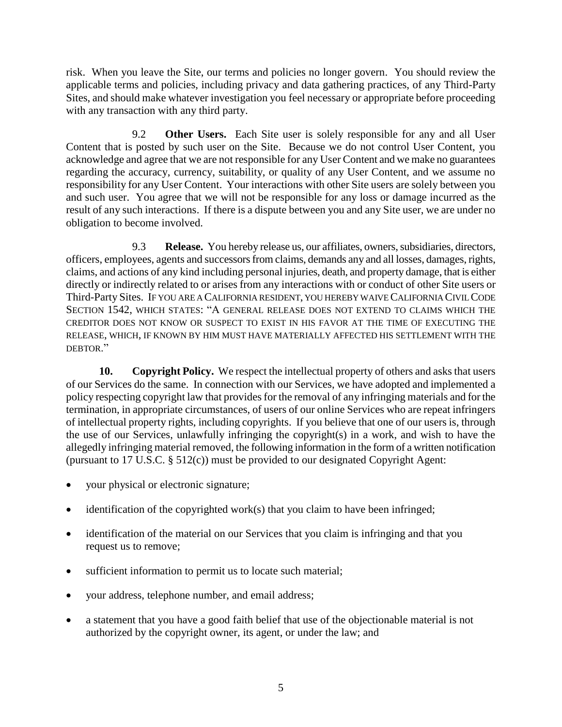risk. When you leave the Site, our terms and policies no longer govern. You should review the applicable terms and policies, including privacy and data gathering practices, of any Third-Party Sites, and should make whatever investigation you feel necessary or appropriate before proceeding with any transaction with any third party.

9.2 **Other Users.** Each Site user is solely responsible for any and all User Content that is posted by such user on the Site. Because we do not control User Content, you acknowledge and agree that we are not responsible for any User Content and we make no guarantees regarding the accuracy, currency, suitability, or quality of any User Content, and we assume no responsibility for any User Content. Your interactions with other Site users are solely between you and such user. You agree that we will not be responsible for any loss or damage incurred as the result of any such interactions. If there is a dispute between you and any Site user, we are under no obligation to become involved.

9.3 **Release.** You hereby release us, our affiliates, owners, subsidiaries, directors, officers, employees, agents and successors from claims, demands any and all losses, damages, rights, claims, and actions of any kind including personal injuries, death, and property damage, that is either directly or indirectly related to or arises from any interactions with or conduct of other Site users or Third-Party Sites. IF YOU ARE A CALIFORNIA RESIDENT, YOU HEREBY WAIVE CALIFORNIA CIVIL CODE SECTION 1542, WHICH STATES: "A GENERAL RELEASE DOES NOT EXTEND TO CLAIMS WHICH THE CREDITOR DOES NOT KNOW OR SUSPECT TO EXIST IN HIS FAVOR AT THE TIME OF EXECUTING THE RELEASE, WHICH, IF KNOWN BY HIM MUST HAVE MATERIALLY AFFECTED HIS SETTLEMENT WITH THE DEBTOR."

**10. Copyright Policy.** We respect the intellectual property of others and asks that users of our Services do the same. In connection with our Services, we have adopted and implemented a policy respecting copyright law that provides for the removal of any infringing materials and for the termination, in appropriate circumstances, of users of our online Services who are repeat infringers of intellectual property rights, including copyrights. If you believe that one of our users is, through the use of our Services, unlawfully infringing the copyright(s) in a work, and wish to have the allegedly infringing material removed, the following information in the form of a written notification (pursuant to 17 U.S.C. § 512(c)) must be provided to our designated Copyright Agent:

- your physical or electronic signature;
- identification of the copyrighted work(s) that you claim to have been infringed;
- identification of the material on our Services that you claim is infringing and that you request us to remove;
- sufficient information to permit us to locate such material;
- your address, telephone number, and email address;
- a statement that you have a good faith belief that use of the objectionable material is not authorized by the copyright owner, its agent, or under the law; and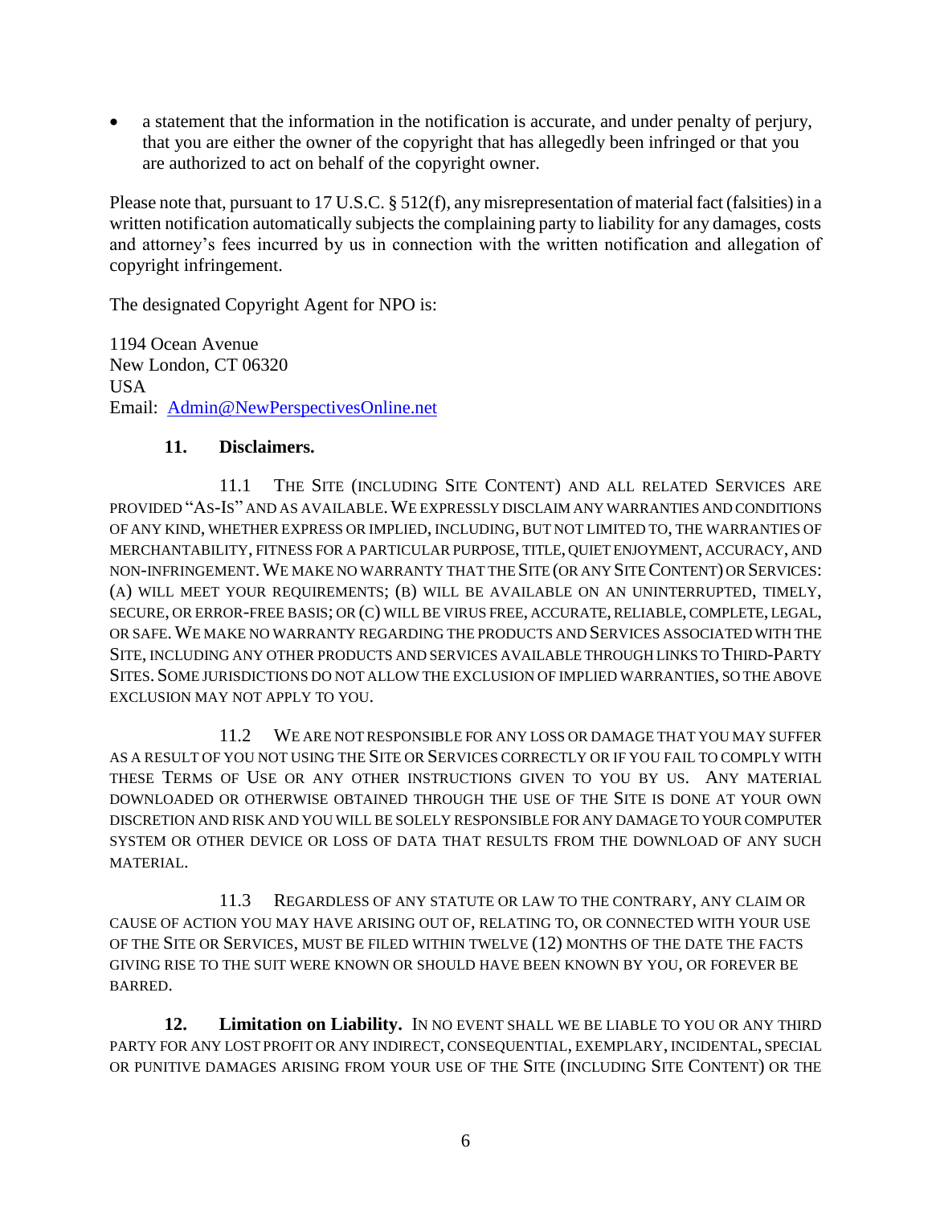- a statement that the information in the notification is accurate, and under penalty of perjury, that you are either the owner of the copyright that has allegedly been infringed or that you are authorized to act on behalf of the copyright owner.

Please note that, pursuant to 17 U.S.C. § 512(f), any misrepresentation of material fact (falsities) in a written notification automatically subjects the complaining party to liability for any damages, costs and attorney's fees incurred by us in connection with the written notification and allegation of copyright infringement.

The designated Copyright Agent for NPO is:

1194 Ocean Avenue
New London, CT 06320
USA
Email: Admin@NewPerspectivesOnline.net

**11. Disclaimers.**

11.1 THE SITE (INCLUDING SITE CONTENT) AND ALL RELATED SERVICES ARE PROVIDED "AS-IS" AND AS AVAILABLE. WE EXPRESSLY DISCLAIM ANY WARRANTIES AND CONDITIONS OF ANY KIND, WHETHER EXPRESS OR IMPLIED, INCLUDING, BUT NOT LIMITED TO, THE WARRANTIES OF MERCHANTABILITY, FITNESS FOR A PARTICULAR PURPOSE, TITLE, QUIET ENJOYMENT, ACCURACY, AND NON-INFRINGEMENT. WE MAKE NO WARRANTY THAT THE SITE (OR ANY SITE CONTENT) OR SERVICES: (A) WILL MEET YOUR REQUIREMENTS; (B) WILL BE AVAILABLE ON AN UNINTERRUPTED, TIMELY, SECURE, OR ERROR-FREE BASIS; OR (C) WILL BE VIRUS FREE, ACCURATE, RELIABLE, COMPLETE, LEGAL, OR SAFE. WE MAKE NO WARRANTY REGARDING THE PRODUCTS AND SERVICES ASSOCIATED WITH THE SITE, INCLUDING ANY OTHER PRODUCTS AND SERVICES AVAILABLE THROUGH LINKS TO THIRD-PARTY SITES. SOME JURISDICTIONS DO NOT ALLOW THE EXCLUSION OF IMPLIED WARRANTIES, SO THE ABOVE EXCLUSION MAY NOT APPLY TO YOU.

11.2 WE ARE NOT RESPONSIBLE FOR ANY LOSS OR DAMAGE THAT YOU MAY SUFFER AS A RESULT OF YOU NOT USING THE SITE OR SERVICES CORRECTLY OR IF YOU FAIL TO COMPLY WITH THESE TERMS OF USE OR ANY OTHER INSTRUCTIONS GIVEN TO YOU BY US. ANY MATERIAL DOWNLOADED OR OTHERWISE OBTAINED THROUGH THE USE OF THE SITE IS DONE AT YOUR OWN DISCRETION AND RISK AND YOU WILL BE SOLELY RESPONSIBLE FOR ANY DAMAGE TO YOUR COMPUTER SYSTEM OR OTHER DEVICE OR LOSS OF DATA THAT RESULTS FROM THE DOWNLOAD OF ANY SUCH MATERIAL.

11.3 REGARDLESS OF ANY STATUTE OR LAW TO THE CONTRARY, ANY CLAIM OR CAUSE OF ACTION YOU MAY HAVE ARISING OUT OF, RELATING TO, OR CONNECTED WITH YOUR USE OF THE SITE OR SERVICES, MUST BE FILED WITHIN TWELVE (12) MONTHS OF THE DATE THE FACTS GIVING RISE TO THE SUIT WERE KNOWN OR SHOULD HAVE BEEN KNOWN BY YOU, OR FOREVER BE BARRED.

**12. Limitation on Liability.** IN NO EVENT SHALL WE BE LIABLE TO YOU OR ANY THIRD PARTY FOR ANY LOST PROFIT OR ANY INDIRECT, CONSEQUENTIAL, EXEMPLARY, INCIDENTAL, SPECIAL OR PUNITIVE DAMAGES ARISING FROM YOUR USE OF THE SITE (INCLUDING SITE CONTENT) OR THE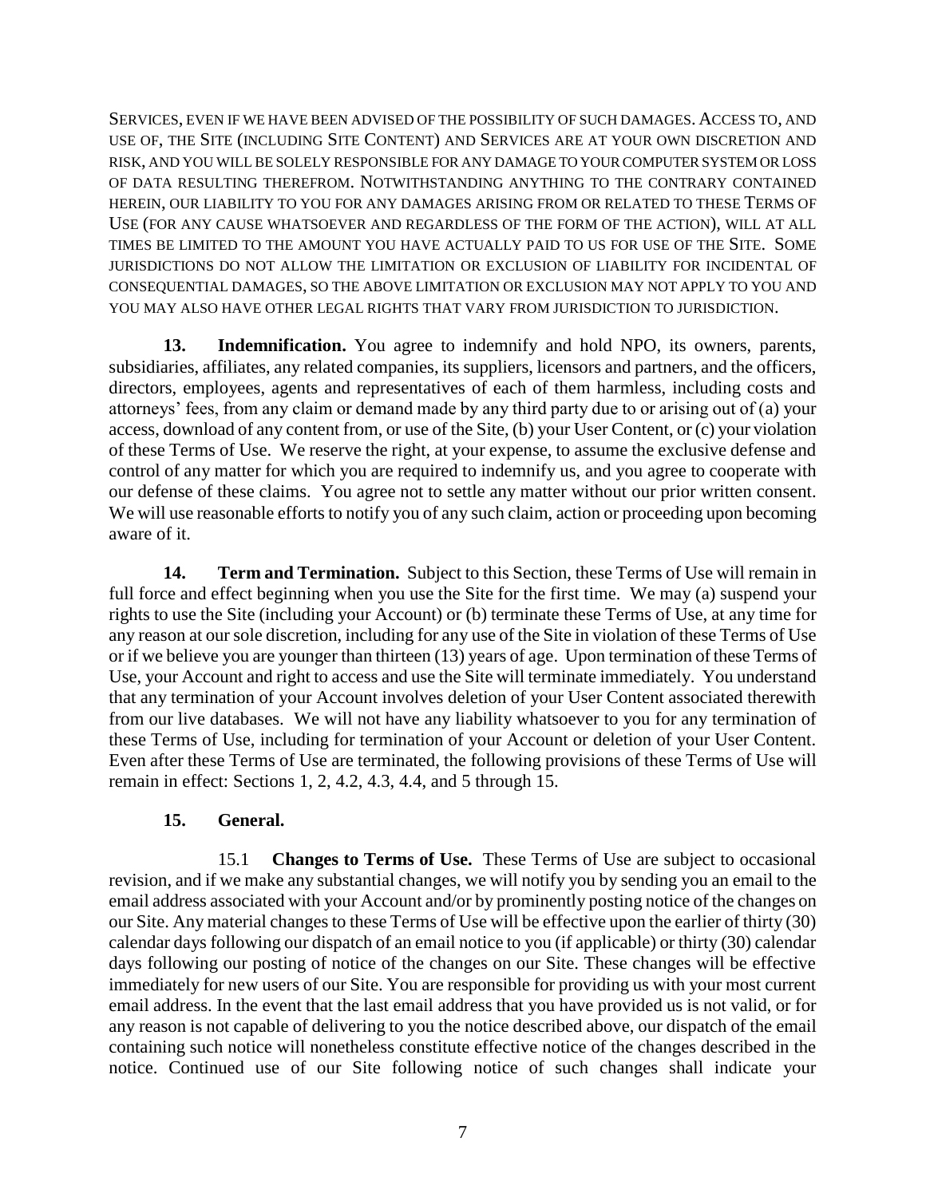SERVICES, EVEN IF WE HAVE BEEN ADVISED OF THE POSSIBILITY OF SUCH DAMAGES. ACCESS TO, AND USE OF, THE SITE (INCLUDING SITE CONTENT) AND SERVICES ARE AT YOUR OWN DISCRETION AND RISK, AND YOU WILL BE SOLELY RESPONSIBLE FOR ANY DAMAGE TO YOUR COMPUTER SYSTEM OR LOSS OF DATA RESULTING THEREFROM. NOTWITHSTANDING ANYTHING TO THE CONTRARY CONTAINED HEREIN, OUR LIABILITY TO YOU FOR ANY DAMAGES ARISING FROM OR RELATED TO THESE TERMS OF USE (FOR ANY CAUSE WHATSOEVER AND REGARDLESS OF THE FORM OF THE ACTION), WILL AT ALL TIMES BE LIMITED TO THE AMOUNT YOU HAVE ACTUALLY PAID TO US FOR USE OF THE SITE. SOME JURISDICTIONS DO NOT ALLOW THE LIMITATION OR EXCLUSION OF LIABILITY FOR INCIDENTAL OF CONSEQUENTIAL DAMAGES, SO THE ABOVE LIMITATION OR EXCLUSION MAY NOT APPLY TO YOU AND YOU MAY ALSO HAVE OTHER LEGAL RIGHTS THAT VARY FROM JURISDICTION TO JURISDICTION.

**13. Indemnification.** You agree to indemnify and hold NPO, its owners, parents, subsidiaries, affiliates, any related companies, its suppliers, licensors and partners, and the officers, directors, employees, agents and representatives of each of them harmless, including costs and attorneys' fees, from any claim or demand made by any third party due to or arising out of (a) your access, download of any content from, or use of the Site, (b) your User Content, or (c) your violation of these Terms of Use. We reserve the right, at your expense, to assume the exclusive defense and control of any matter for which you are required to indemnify us, and you agree to cooperate with our defense of these claims. You agree not to settle any matter without our prior written consent. We will use reasonable efforts to notify you of any such claim, action or proceeding upon becoming aware of it.

**14. Term and Termination.** Subject to this Section, these Terms of Use will remain in full force and effect beginning when you use the Site for the first time. We may (a) suspend your rights to use the Site (including your Account) or (b) terminate these Terms of Use, at any time for any reason at our sole discretion, including for any use of the Site in violation of these Terms of Use or if we believe you are younger than thirteen (13) years of age. Upon termination of these Terms of Use, your Account and right to access and use the Site will terminate immediately. You understand that any termination of your Account involves deletion of your User Content associated therewith from our live databases. We will not have any liability whatsoever to you for any termination of these Terms of Use, including for termination of your Account or deletion of your User Content. Even after these Terms of Use are terminated, the following provisions of these Terms of Use will remain in effect: Sections 1, 2, 4.2, 4.3, 4.4, and 5 through 15.

**15. General.**

15.1 **Changes to Terms of Use.** These Terms of Use are subject to occasional revision, and if we make any substantial changes, we will notify you by sending you an email to the email address associated with your Account and/or by prominently posting notice of the changes on our Site. Any material changes to these Terms of Use will be effective upon the earlier of thirty (30) calendar days following our dispatch of an email notice to you (if applicable) or thirty (30) calendar days following our posting of notice of the changes on our Site. These changes will be effective immediately for new users of our Site. You are responsible for providing us with your most current email address. In the event that the last email address that you have provided us is not valid, or for any reason is not capable of delivering to you the notice described above, our dispatch of the email containing such notice will nonetheless constitute effective notice of the changes described in the notice. Continued use of our Site following notice of such changes shall indicate your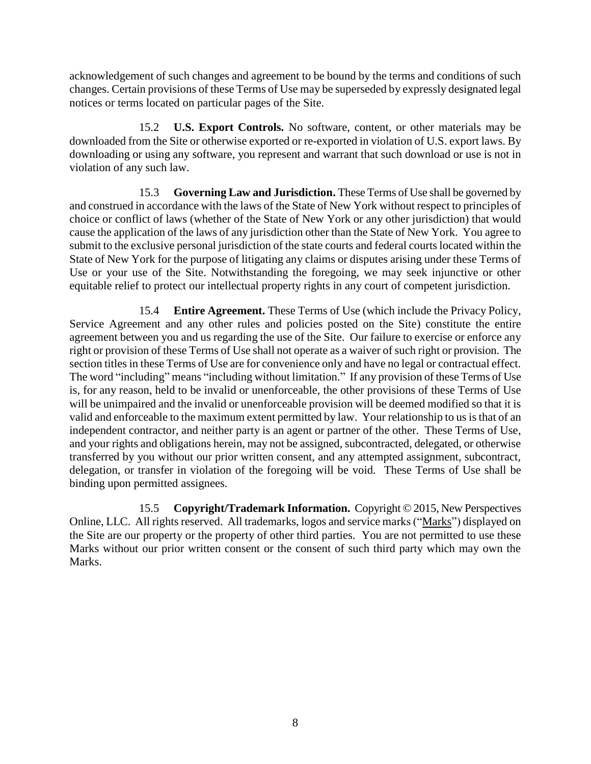acknowledgement of such changes and agreement to be bound by the terms and conditions of such changes. Certain provisions of these Terms of Use may be superseded by expressly designated legal notices or terms located on particular pages of the Site.

15.2 **U.S. Export Controls.** No software, content, or other materials may be downloaded from the Site or otherwise exported or re-exported in violation of U.S. export laws. By downloading or using any software, you represent and warrant that such download or use is not in violation of any such law.

15.3 **Governing Law and Jurisdiction.** These Terms of Use shall be governed by and construed in accordance with the laws of the State of New York without respect to principles of choice or conflict of laws (whether of the State of New York or any other jurisdiction) that would cause the application of the laws of any jurisdiction other than the State of New York. You agree to submit to the exclusive personal jurisdiction of the state courts and federal courts located within the State of New York for the purpose of litigating any claims or disputes arising under these Terms of Use or your use of the Site. Notwithstanding the foregoing, we may seek injunctive or other equitable relief to protect our intellectual property rights in any court of competent jurisdiction.

15.4 **Entire Agreement.** These Terms of Use (which include the Privacy Policy, Service Agreement and any other rules and policies posted on the Site) constitute the entire agreement between you and us regarding the use of the Site. Our failure to exercise or enforce any right or provision of these Terms of Use shall not operate as a waiver of such right or provision. The section titles in these Terms of Use are for convenience only and have no legal or contractual effect. The word "including" means "including without limitation." If any provision of these Terms of Use is, for any reason, held to be invalid or unenforceable, the other provisions of these Terms of Use will be unimpaired and the invalid or unenforceable provision will be deemed modified so that it is valid and enforceable to the maximum extent permitted by law. Your relationship to us is that of an independent contractor, and neither party is an agent or partner of the other. These Terms of Use, and your rights and obligations herein, may not be assigned, subcontracted, delegated, or otherwise transferred by you without our prior written consent, and any attempted assignment, subcontract, delegation, or transfer in violation of the foregoing will be void. These Terms of Use shall be binding upon permitted assignees.

15.5 **Copyright/Trademark Information.** Copyright © 2015, New Perspectives Online, LLC. All rights reserved. All trademarks, logos and service marks ("Marks") displayed on the Site are our property or the property of other third parties. You are not permitted to use these Marks without our prior written consent or the consent of such third party which may own the Marks.